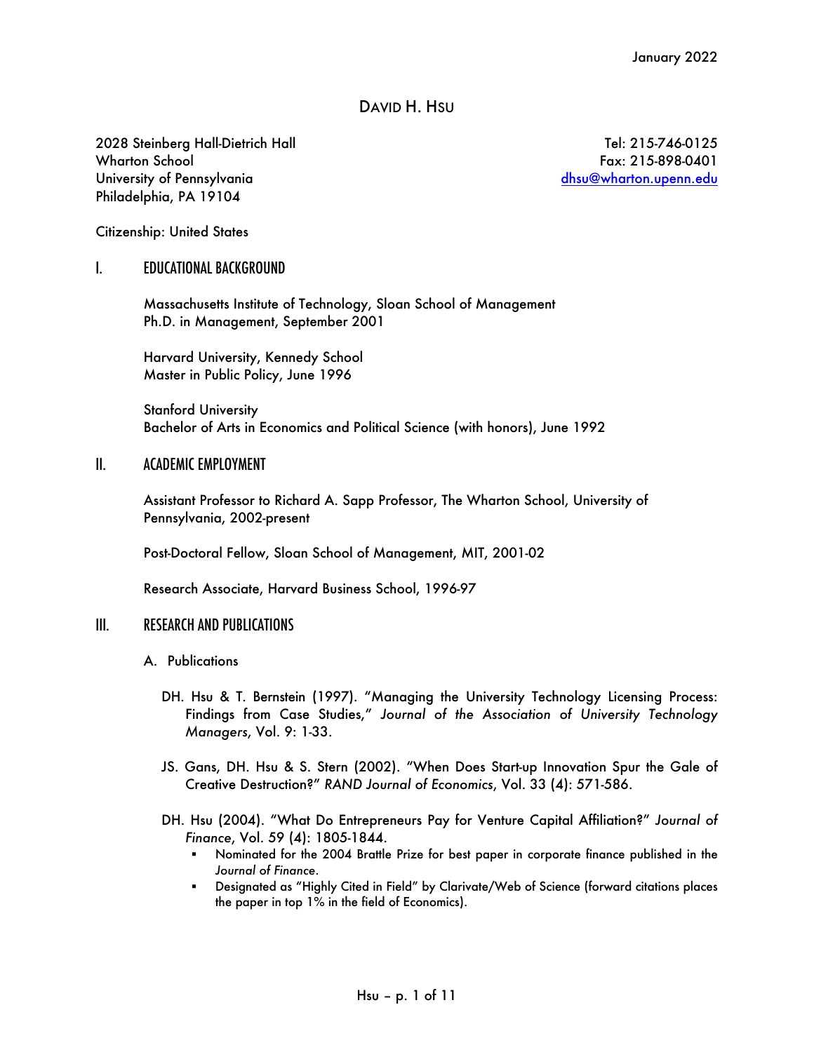January 2022

# David H. Hsu

2028 Steinberg Hall-Dietrich Hall
Wharton School
University of Pennsylvania
Philadelphia, PA 19104

Tel: 215-746-0125
Fax: 215-898-0401
dhsu@wharton.upenn.edu

Citizenship: United States

## I. EDUCATIONAL BACKGROUND

Massachusetts Institute of Technology, Sloan School of Management
Ph.D. in Management, September 2001

Harvard University, Kennedy School
Master in Public Policy, June 1996

Stanford University
Bachelor of Arts in Economics and Political Science (with honors), June 1992

## II. ACADEMIC EMPLOYMENT

Assistant Professor to Richard A. Sapp Professor, The Wharton School, University of Pennsylvania, 2002-present

Post-Doctoral Fellow, Sloan School of Management, MIT, 2001-02

Research Associate, Harvard Business School, 1996-97

## III. RESEARCH AND PUBLICATIONS

### A. Publications

DH. Hsu & T. Bernstein (1997). "Managing the University Technology Licensing Process: Findings from Case Studies," *Journal of the Association of University Technology Managers*, Vol. 9: 1-33.

JS. Gans, DH. Hsu & S. Stern (2002). "When Does Start-up Innovation Spur the Gale of Creative Destruction?" *RAND Journal of Economics*, Vol. 33 (4): 571-586.

DH. Hsu (2004). "What Do Entrepreneurs Pay for Venture Capital Affiliation?" *Journal of Finance*, Vol. 59 (4): 1805-1844.

- Nominated for the 2004 Brattle Prize for best paper in corporate finance published in the *Journal of Finance*.
- Designated as "Highly Cited in Field" by Clarivate/Web of Science (forward citations places the paper in top 1% in the field of Economics).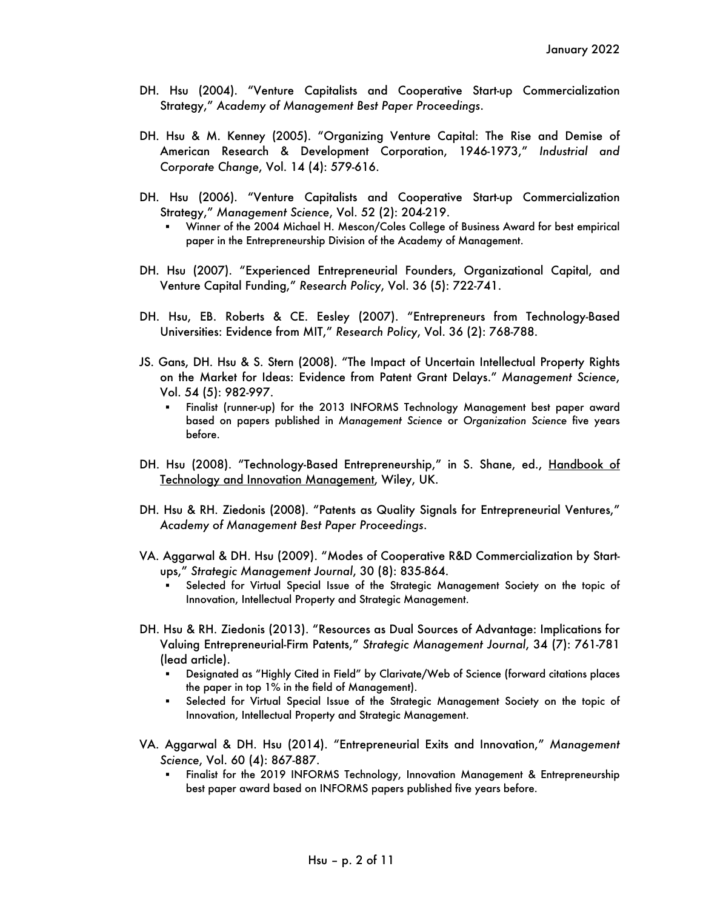DH. Hsu (2004). "Venture Capitalists and Cooperative Start-up Commercialization Strategy," *Academy of Management Best Paper Proceedings*.

DH. Hsu & M. Kenney (2005). "Organizing Venture Capital: The Rise and Demise of American Research & Development Corporation, 1946-1973," *Industrial and Corporate Change*, Vol. 14 (4): 579-616.

DH. Hsu (2006). "Venture Capitalists and Cooperative Start-up Commercialization Strategy," *Management Science*, Vol. 52 (2): 204-219.

- Winner of the 2004 Michael H. Mescon/Coles College of Business Award for best empirical paper in the Entrepreneurship Division of the Academy of Management.

DH. Hsu (2007). "Experienced Entrepreneurial Founders, Organizational Capital, and Venture Capital Funding," *Research Policy*, Vol. 36 (5): 722-741.

DH. Hsu, EB. Roberts & CE. Eesley (2007). "Entrepreneurs from Technology-Based Universities: Evidence from MIT," *Research Policy*, Vol. 36 (2): 768-788.

JS. Gans, DH. Hsu & S. Stern (2008). "The Impact of Uncertain Intellectual Property Rights on the Market for Ideas: Evidence from Patent Grant Delays." *Management Science*, Vol. 54 (5): 982-997.

- Finalist (runner-up) for the 2013 INFORMS Technology Management best paper award based on papers published in *Management Science* or *Organization Science* five years before.

DH. Hsu (2008). "Technology-Based Entrepreneurship," in S. Shane, ed., Handbook of Technology and Innovation Management, Wiley, UK.

DH. Hsu & RH. Ziedonis (2008). "Patents as Quality Signals for Entrepreneurial Ventures," *Academy of Management Best Paper Proceedings*.

VA. Aggarwal & DH. Hsu (2009). "Modes of Cooperative R&D Commercialization by Start-ups," *Strategic Management Journal*, 30 (8): 835-864.

- Selected for Virtual Special Issue of the Strategic Management Society on the topic of Innovation, Intellectual Property and Strategic Management.

DH. Hsu & RH. Ziedonis (2013). "Resources as Dual Sources of Advantage: Implications for Valuing Entrepreneurial-Firm Patents," *Strategic Management Journal*, 34 (7): 761-781 (lead article).

- Designated as "Highly Cited in Field" by Clarivate/Web of Science (forward citations places the paper in top 1% in the field of Management).
- Selected for Virtual Special Issue of the Strategic Management Society on the topic of Innovation, Intellectual Property and Strategic Management.

VA. Aggarwal & DH. Hsu (2014). "Entrepreneurial Exits and Innovation," *Management Science*, Vol. 60 (4): 867-887.

- Finalist for the 2019 INFORMS Technology, Innovation Management & Entrepreneurship best paper award based on INFORMS papers published five years before.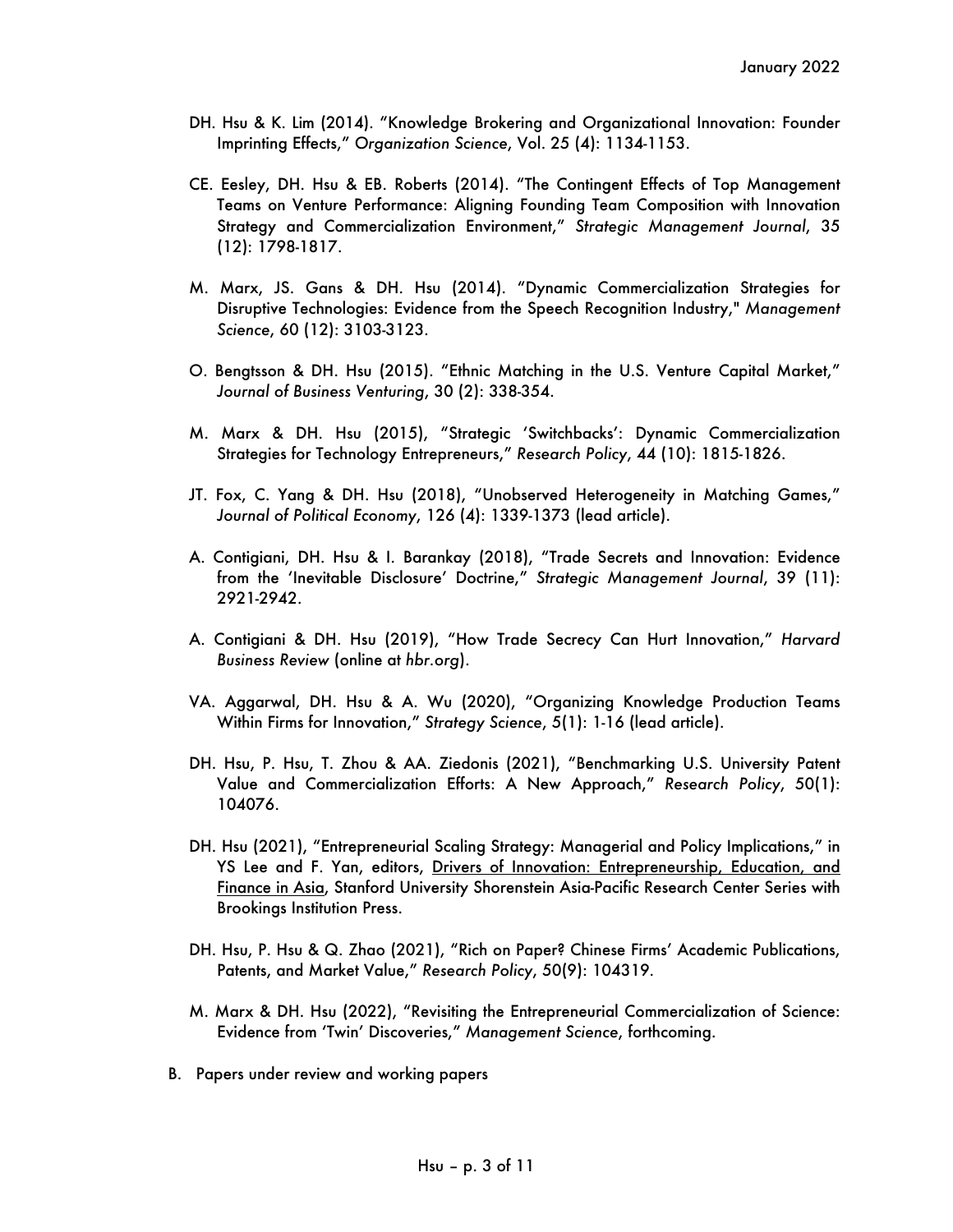DH. Hsu & K. Lim (2014). "Knowledge Brokering and Organizational Innovation: Founder Imprinting Effects," *Organization Science*, Vol. 25 (4): 1134-1153.

CE. Eesley, DH. Hsu & EB. Roberts (2014). "The Contingent Effects of Top Management Teams on Venture Performance: Aligning Founding Team Composition with Innovation Strategy and Commercialization Environment," *Strategic Management Journal*, 35 (12): 1798-1817.

M. Marx, JS. Gans & DH. Hsu (2014). "Dynamic Commercialization Strategies for Disruptive Technologies: Evidence from the Speech Recognition Industry," *Management Science*, 60 (12): 3103-3123.

O. Bengtsson & DH. Hsu (2015). "Ethnic Matching in the U.S. Venture Capital Market," *Journal of Business Venturing*, 30 (2): 338-354.

M. Marx & DH. Hsu (2015), "Strategic 'Switchbacks': Dynamic Commercialization Strategies for Technology Entrepreneurs," *Research Policy*, 44 (10): 1815-1826.

JT. Fox, C. Yang & DH. Hsu (2018), "Unobserved Heterogeneity in Matching Games," *Journal of Political Economy*, 126 (4): 1339-1373 (lead article).

A. Contigiani, DH. Hsu & I. Barankay (2018), "Trade Secrets and Innovation: Evidence from the 'Inevitable Disclosure' Doctrine," *Strategic Management Journal*, 39 (11): 2921-2942.

A. Contigiani & DH. Hsu (2019), "How Trade Secrecy Can Hurt Innovation," *Harvard Business Review* (online at *hbr.org*).

VA. Aggarwal, DH. Hsu & A. Wu (2020), "Organizing Knowledge Production Teams Within Firms for Innovation," *Strategy Science*, 5(1): 1-16 (lead article).

DH. Hsu, P. Hsu, T. Zhou & AA. Ziedonis (2021), "Benchmarking U.S. University Patent Value and Commercialization Efforts: A New Approach," *Research Policy*, 50(1): 104076.

DH. Hsu (2021), "Entrepreneurial Scaling Strategy: Managerial and Policy Implications," in YS Lee and F. Yan, editors, <u>Drivers of Innovation: Entrepreneurship, Education, and Finance in Asia</u>, Stanford University Shorenstein Asia-Pacific Research Center Series with Brookings Institution Press.

DH. Hsu, P. Hsu & Q. Zhao (2021), "Rich on Paper? Chinese Firms' Academic Publications, Patents, and Market Value," *Research Policy*, 50(9): 104319.

M. Marx & DH. Hsu (2022), "Revisiting the Entrepreneurial Commercialization of Science: Evidence from 'Twin' Discoveries," *Management Science*, forthcoming.

B. Papers under review and working papers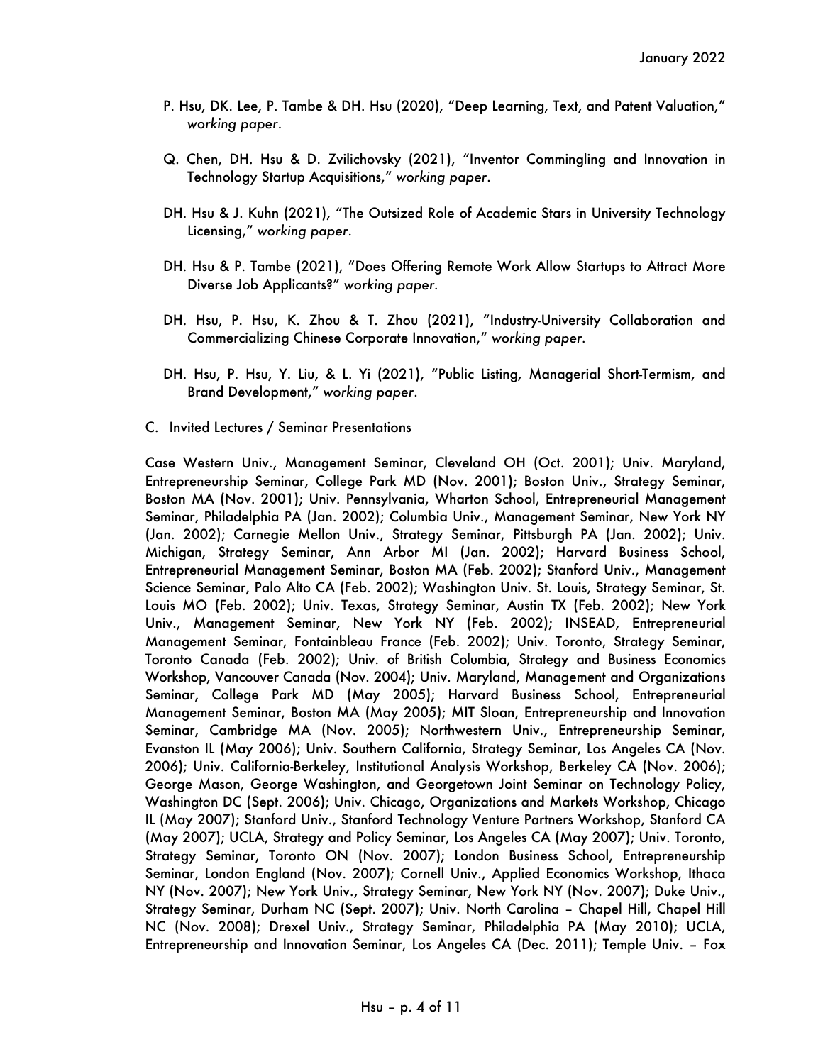- P. Hsu, DK. Lee, P. Tambe & DH. Hsu (2020), "Deep Learning, Text, and Patent Valuation," *working paper*.

- Q. Chen, DH. Hsu & D. Zvilichovsky (2021), "Inventor Commingling and Innovation in Technology Startup Acquisitions," *working paper*.

- DH. Hsu & J. Kuhn (2021), "The Outsized Role of Academic Stars in University Technology Licensing," *working paper*.

- DH. Hsu & P. Tambe (2021), "Does Offering Remote Work Allow Startups to Attract More Diverse Job Applicants?" *working paper*.

- DH. Hsu, P. Hsu, K. Zhou & T. Zhou (2021), "Industry-University Collaboration and Commercializing Chinese Corporate Innovation," *working paper*.

- DH. Hsu, P. Hsu, Y. Liu, & L. Yi (2021), "Public Listing, Managerial Short-Termism, and Brand Development," *working paper*.

C. Invited Lectures / Seminar Presentations

Case Western Univ., Management Seminar, Cleveland OH (Oct. 2001); Univ. Maryland, Entrepreneurship Seminar, College Park MD (Nov. 2001); Boston Univ., Strategy Seminar, Boston MA (Nov. 2001); Univ. Pennsylvania, Wharton School, Entrepreneurial Management Seminar, Philadelphia PA (Jan. 2002); Columbia Univ., Management Seminar, New York NY (Jan. 2002); Carnegie Mellon Univ., Strategy Seminar, Pittsburgh PA (Jan. 2002); Univ. Michigan, Strategy Seminar, Ann Arbor MI (Jan. 2002); Harvard Business School, Entrepreneurial Management Seminar, Boston MA (Feb. 2002); Stanford Univ., Management Science Seminar, Palo Alto CA (Feb. 2002); Washington Univ. St. Louis, Strategy Seminar, St. Louis MO (Feb. 2002); Univ. Texas, Strategy Seminar, Austin TX (Feb. 2002); New York Univ., Management Seminar, New York NY (Feb. 2002); INSEAD, Entrepreneurial Management Seminar, Fontainbleau France (Feb. 2002); Univ. Toronto, Strategy Seminar, Toronto Canada (Feb. 2002); Univ. of British Columbia, Strategy and Business Economics Workshop, Vancouver Canada (Nov. 2004); Univ. Maryland, Management and Organizations Seminar, College Park MD (May 2005); Harvard Business School, Entrepreneurial Management Seminar, Boston MA (May 2005); MIT Sloan, Entrepreneurship and Innovation Seminar, Cambridge MA (Nov. 2005); Northwestern Univ., Entrepreneurship Seminar, Evanston IL (May 2006); Univ. Southern California, Strategy Seminar, Los Angeles CA (Nov. 2006); Univ. California-Berkeley, Institutional Analysis Workshop, Berkeley CA (Nov. 2006); George Mason, George Washington, and Georgetown Joint Seminar on Technology Policy, Washington DC (Sept. 2006); Univ. Chicago, Organizations and Markets Workshop, Chicago IL (May 2007); Stanford Univ., Stanford Technology Venture Partners Workshop, Stanford CA (May 2007); UCLA, Strategy and Policy Seminar, Los Angeles CA (May 2007); Univ. Toronto, Strategy Seminar, Toronto ON (Nov. 2007); London Business School, Entrepreneurship Seminar, London England (Nov. 2007); Cornell Univ., Applied Economics Workshop, Ithaca NY (Nov. 2007); New York Univ., Strategy Seminar, New York NY (Nov. 2007); Duke Univ., Strategy Seminar, Durham NC (Sept. 2007); Univ. North Carolina – Chapel Hill, Chapel Hill NC (Nov. 2008); Drexel Univ., Strategy Seminar, Philadelphia PA (May 2010); UCLA, Entrepreneurship and Innovation Seminar, Los Angeles CA (Dec. 2011); Temple Univ. – Fox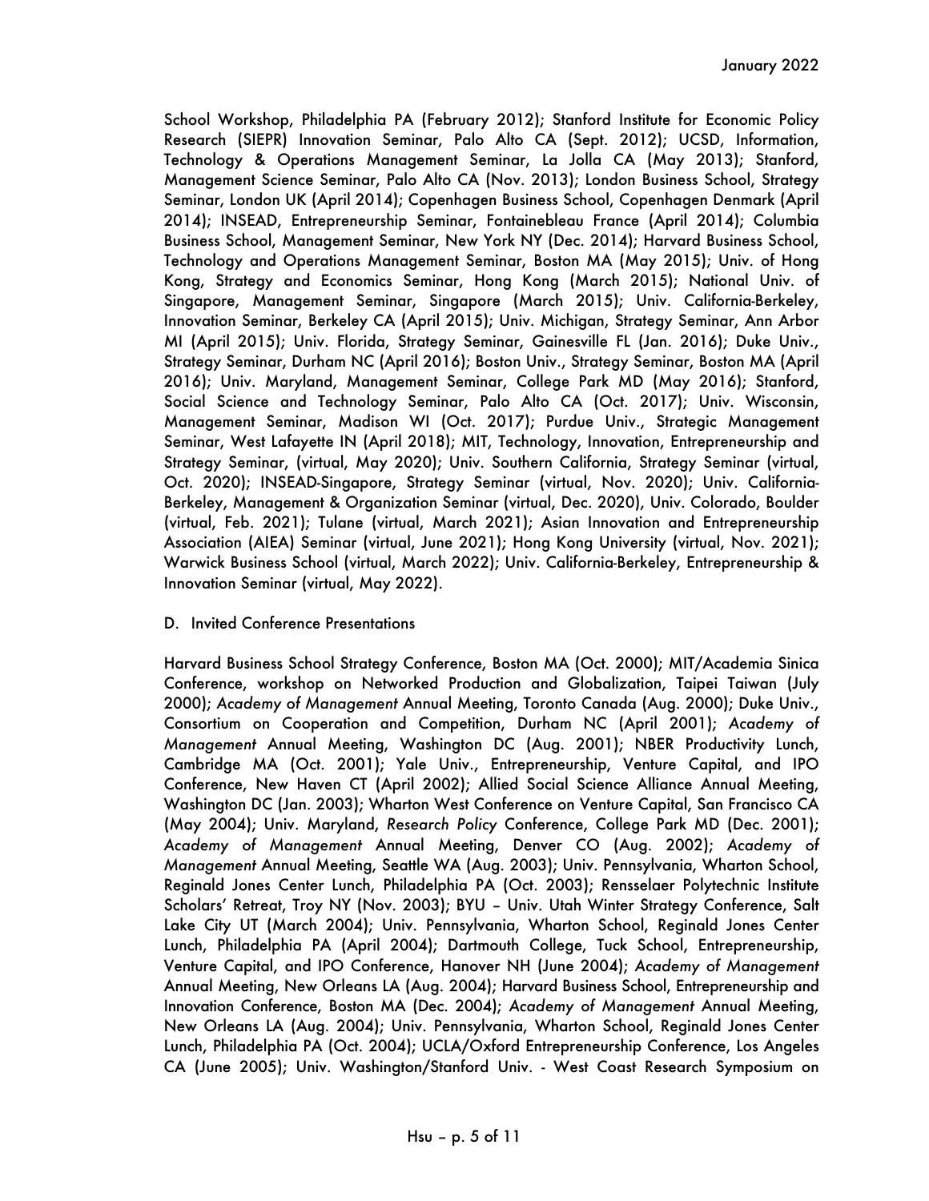School Workshop, Philadelphia PA (February 2012); Stanford Institute for Economic Policy Research (SIEPR) Innovation Seminar, Palo Alto CA (Sept. 2012); UCSD, Information, Technology & Operations Management Seminar, La Jolla CA (May 2013); Stanford, Management Science Seminar, Palo Alto CA (Nov. 2013); London Business School, Strategy Seminar, London UK (April 2014); Copenhagen Business School, Copenhagen Denmark (April 2014); INSEAD, Entrepreneurship Seminar, Fontainebleau France (April 2014); Columbia Business School, Management Seminar, New York NY (Dec. 2014); Harvard Business School, Technology and Operations Management Seminar, Boston MA (May 2015); Univ. of Hong Kong, Strategy and Economics Seminar, Hong Kong (March 2015); National Univ. of Singapore, Management Seminar, Singapore (March 2015); Univ. California-Berkeley, Innovation Seminar, Berkeley CA (April 2015); Univ. Michigan, Strategy Seminar, Ann Arbor MI (April 2015); Univ. Florida, Strategy Seminar, Gainesville FL (Jan. 2016); Duke Univ., Strategy Seminar, Durham NC (April 2016); Boston Univ., Strategy Seminar, Boston MA (April 2016); Univ. Maryland, Management Seminar, College Park MD (May 2016); Stanford, Social Science and Technology Seminar, Palo Alto CA (Oct. 2017); Univ. Wisconsin, Management Seminar, Madison WI (Oct. 2017); Purdue Univ., Strategic Management Seminar, West Lafayette IN (April 2018); MIT, Technology, Innovation, Entrepreneurship and Strategy Seminar, (virtual, May 2020); Univ. Southern California, Strategy Seminar (virtual, Oct. 2020); INSEAD-Singapore, Strategy Seminar (virtual, Nov. 2020); Univ. California-Berkeley, Management & Organization Seminar (virtual, Dec. 2020), Univ. Colorado, Boulder (virtual, Feb. 2021); Tulane (virtual, March 2021); Asian Innovation and Entrepreneurship Association (AIEA) Seminar (virtual, June 2021); Hong Kong University (virtual, Nov. 2021); Warwick Business School (virtual, March 2022); Univ. California-Berkeley, Entrepreneurship & Innovation Seminar (virtual, May 2022).

D. Invited Conference Presentations

Harvard Business School Strategy Conference, Boston MA (Oct. 2000); MIT/Academia Sinica Conference, workshop on Networked Production and Globalization, Taipei Taiwan (July 2000); *Academy of Management* Annual Meeting, Toronto Canada (Aug. 2000); Duke Univ., Consortium on Cooperation and Competition, Durham NC (April 2001); *Academy of Management* Annual Meeting, Washington DC (Aug. 2001); NBER Productivity Lunch, Cambridge MA (Oct. 2001); Yale Univ., Entrepreneurship, Venture Capital, and IPO Conference, New Haven CT (April 2002); Allied Social Science Alliance Annual Meeting, Washington DC (Jan. 2003); Wharton West Conference on Venture Capital, San Francisco CA (May 2004); Univ. Maryland, *Research Policy* Conference, College Park MD (Dec. 2001); *Academy of Management* Annual Meeting, Denver CO (Aug. 2002); *Academy of Management* Annual Meeting, Seattle WA (Aug. 2003); Univ. Pennsylvania, Wharton School, Reginald Jones Center Lunch, Philadelphia PA (Oct. 2003); Rensselaer Polytechnic Institute Scholars' Retreat, Troy NY (Nov. 2003); BYU – Univ. Utah Winter Strategy Conference, Salt Lake City UT (March 2004); Univ. Pennsylvania, Wharton School, Reginald Jones Center Lunch, Philadelphia PA (April 2004); Dartmouth College, Tuck School, Entrepreneurship, Venture Capital, and IPO Conference, Hanover NH (June 2004); *Academy of Management* Annual Meeting, New Orleans LA (Aug. 2004); Harvard Business School, Entrepreneurship and Innovation Conference, Boston MA (Dec. 2004); *Academy of Management* Annual Meeting, New Orleans LA (Aug. 2004); Univ. Pennsylvania, Wharton School, Reginald Jones Center Lunch, Philadelphia PA (Oct. 2004); UCLA/Oxford Entrepreneurship Conference, Los Angeles CA (June 2005); Univ. Washington/Stanford Univ. - West Coast Research Symposium on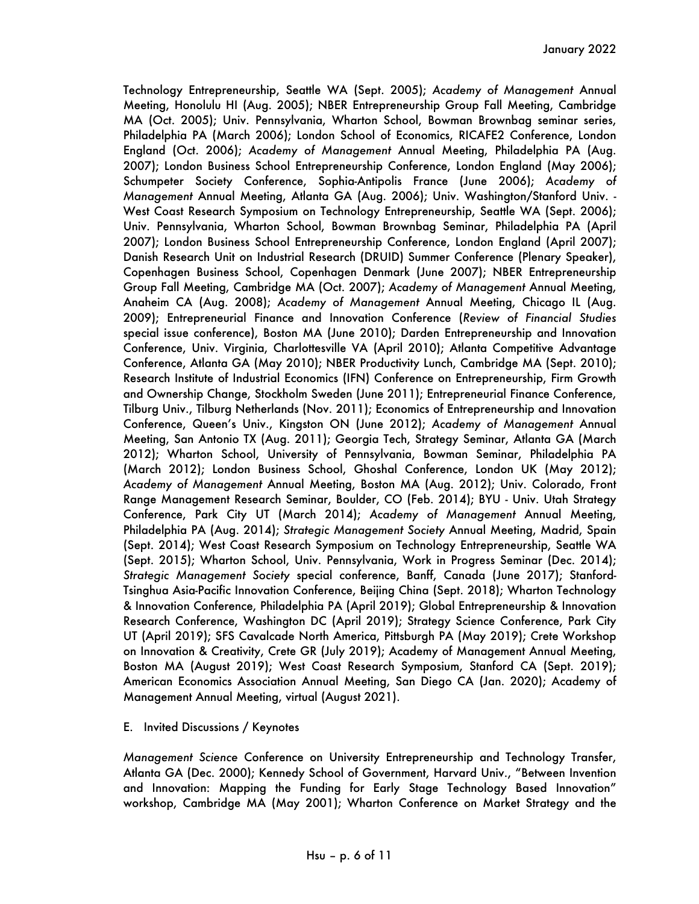Technology Entrepreneurship, Seattle WA (Sept. 2005); *Academy of Management* Annual Meeting, Honolulu HI (Aug. 2005); NBER Entrepreneurship Group Fall Meeting, Cambridge MA (Oct. 2005); Univ. Pennsylvania, Wharton School, Bowman Brownbag seminar series, Philadelphia PA (March 2006); London School of Economics, RICAFE2 Conference, London England (Oct. 2006); *Academy of Management* Annual Meeting, Philadelphia PA (Aug. 2007); London Business School Entrepreneurship Conference, London England (May 2006); Schumpeter Society Conference, Sophia-Antipolis France (June 2006); *Academy of Management* Annual Meeting, Atlanta GA (Aug. 2006); Univ. Washington/Stanford Univ. - West Coast Research Symposium on Technology Entrepreneurship, Seattle WA (Sept. 2006); Univ. Pennsylvania, Wharton School, Bowman Brownbag Seminar, Philadelphia PA (April 2007); London Business School Entrepreneurship Conference, London England (April 2007); Danish Research Unit on Industrial Research (DRUID) Summer Conference (Plenary Speaker), Copenhagen Business School, Copenhagen Denmark (June 2007); NBER Entrepreneurship Group Fall Meeting, Cambridge MA (Oct. 2007); *Academy of Management* Annual Meeting, Anaheim CA (Aug. 2008); *Academy of Management* Annual Meeting, Chicago IL (Aug. 2009); Entrepreneurial Finance and Innovation Conference (*Review of Financial Studies* special issue conference), Boston MA (June 2010); Darden Entrepreneurship and Innovation Conference, Univ. Virginia, Charlottesville VA (April 2010); Atlanta Competitive Advantage Conference, Atlanta GA (May 2010); NBER Productivity Lunch, Cambridge MA (Sept. 2010); Research Institute of Industrial Economics (IFN) Conference on Entrepreneurship, Firm Growth and Ownership Change, Stockholm Sweden (June 2011); Entrepreneurial Finance Conference, Tilburg Univ., Tilburg Netherlands (Nov. 2011); Economics of Entrepreneurship and Innovation Conference, Queen's Univ., Kingston ON (June 2012); *Academy of Management* Annual Meeting, San Antonio TX (Aug. 2011); Georgia Tech, Strategy Seminar, Atlanta GA (March 2012); Wharton School, University of Pennsylvania, Bowman Seminar, Philadelphia PA (March 2012); London Business School, Ghoshal Conference, London UK (May 2012); *Academy of Management* Annual Meeting, Boston MA (Aug. 2012); Univ. Colorado, Front Range Management Research Seminar, Boulder, CO (Feb. 2014); BYU - Univ. Utah Strategy Conference, Park City UT (March 2014); *Academy of Management* Annual Meeting, Philadelphia PA (Aug. 2014); *Strategic Management Society* Annual Meeting, Madrid, Spain (Sept. 2014); West Coast Research Symposium on Technology Entrepreneurship, Seattle WA (Sept. 2015); Wharton School, Univ. Pennsylvania, Work in Progress Seminar (Dec. 2014); *Strategic Management Society* special conference, Banff, Canada (June 2017); Stanford-Tsinghua Asia-Pacific Innovation Conference, Beijing China (Sept. 2018); Wharton Technology & Innovation Conference, Philadelphia PA (April 2019); Global Entrepreneurship & Innovation Research Conference, Washington DC (April 2019); Strategy Science Conference, Park City UT (April 2019); SFS Cavalcade North America, Pittsburgh PA (May 2019); Crete Workshop on Innovation & Creativity, Crete GR (July 2019); Academy of Management Annual Meeting, Boston MA (August 2019); West Coast Research Symposium, Stanford CA (Sept. 2019); American Economics Association Annual Meeting, San Diego CA (Jan. 2020); Academy of Management Annual Meeting, virtual (August 2021).

E. Invited Discussions / Keynotes

*Management Science* Conference on University Entrepreneurship and Technology Transfer, Atlanta GA (Dec. 2000); Kennedy School of Government, Harvard Univ., "Between Invention and Innovation: Mapping the Funding for Early Stage Technology Based Innovation" workshop, Cambridge MA (May 2001); Wharton Conference on Market Strategy and the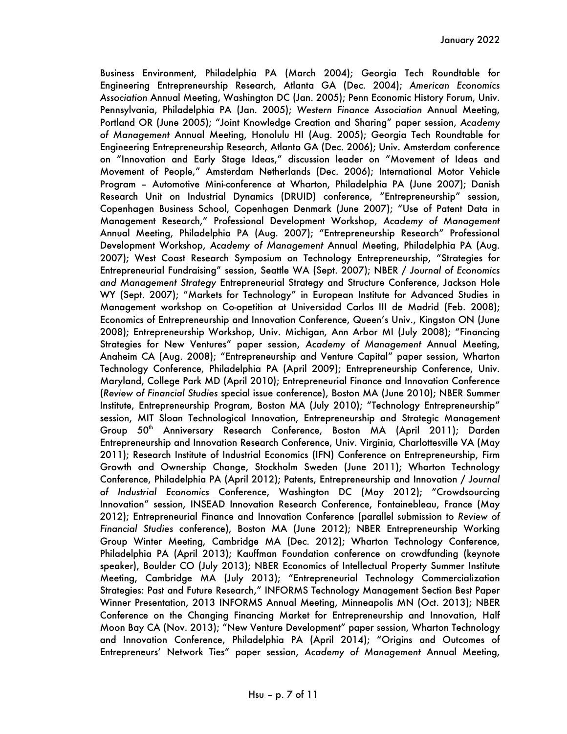Business Environment, Philadelphia PA (March 2004); Georgia Tech Roundtable for Engineering Entrepreneurship Research, Atlanta GA (Dec. 2004); *American Economics Association* Annual Meeting, Washington DC (Jan. 2005); Penn Economic History Forum, Univ. Pennsylvania, Philadelphia PA (Jan. 2005); *Western Finance Association* Annual Meeting, Portland OR (June 2005); "Joint Knowledge Creation and Sharing" paper session, *Academy of Management* Annual Meeting, Honolulu HI (Aug. 2005); Georgia Tech Roundtable for Engineering Entrepreneurship Research, Atlanta GA (Dec. 2006); Univ. Amsterdam conference on "Innovation and Early Stage Ideas," discussion leader on "Movement of Ideas and Movement of People," Amsterdam Netherlands (Dec. 2006); International Motor Vehicle Program – Automotive Mini-conference at Wharton, Philadelphia PA (June 2007); Danish Research Unit on Industrial Dynamics (DRUID) conference, "Entrepreneurship" session, Copenhagen Business School, Copenhagen Denmark (June 2007); "Use of Patent Data in Management Research," Professional Development Workshop, *Academy of Management* Annual Meeting, Philadelphia PA (Aug. 2007); "Entrepreneurship Research" Professional Development Workshop, *Academy of Management* Annual Meeting, Philadelphia PA (Aug. 2007); West Coast Research Symposium on Technology Entrepreneurship, "Strategies for Entrepreneurial Fundraising" session, Seattle WA (Sept. 2007); NBER / *Journal of Economics and Management Strategy* Entrepreneurial Strategy and Structure Conference, Jackson Hole WY (Sept. 2007); "Markets for Technology" in European Institute for Advanced Studies in Management workshop on Co-opetition at Universidad Carlos III de Madrid (Feb. 2008); Economics of Entrepreneurship and Innovation Conference, Queen's Univ., Kingston ON (June 2008); Entrepreneurship Workshop, Univ. Michigan, Ann Arbor MI (July 2008); "Financing Strategies for New Ventures" paper session, *Academy of Management* Annual Meeting, Anaheim CA (Aug. 2008); "Entrepreneurship and Venture Capital" paper session, Wharton Technology Conference, Philadelphia PA (April 2009); Entrepreneurship Conference, Univ. Maryland, College Park MD (April 2010); Entrepreneurial Finance and Innovation Conference (*Review of Financial Studies* special issue conference), Boston MA (June 2010); NBER Summer Institute, Entrepreneurship Program, Boston MA (July 2010); "Technology Entrepreneurship" session, MIT Sloan Technological Innovation, Entrepreneurship and Strategic Management Group 50th Anniversary Research Conference, Boston MA (April 2011); Darden Entrepreneurship and Innovation Research Conference, Univ. Virginia, Charlottesville VA (May 2011); Research Institute of Industrial Economics (IFN) Conference on Entrepreneurship, Firm Growth and Ownership Change, Stockholm Sweden (June 2011); Wharton Technology Conference, Philadelphia PA (April 2012); Patents, Entrepreneurship and Innovation / *Journal of Industrial Economics* Conference, Washington DC (May 2012); "Crowdsourcing Innovation" session, INSEAD Innovation Research Conference, Fontainebleau, France (May 2012); Entrepreneurial Finance and Innovation Conference (parallel submission to *Review of Financial Studies* conference), Boston MA (June 2012); NBER Entrepreneurship Working Group Winter Meeting, Cambridge MA (Dec. 2012); Wharton Technology Conference, Philadelphia PA (April 2013); Kauffman Foundation conference on crowdfunding (keynote speaker), Boulder CO (July 2013); NBER Economics of Intellectual Property Summer Institute Meeting, Cambridge MA (July 2013); "Entrepreneurial Technology Commercialization Strategies: Past and Future Research," INFORMS Technology Management Section Best Paper Winner Presentation, 2013 INFORMS Annual Meeting, Minneapolis MN (Oct. 2013); NBER Conference on the Changing Financing Market for Entrepreneurship and Innovation, Half Moon Bay CA (Nov. 2013); "New Venture Development" paper session, Wharton Technology and Innovation Conference, Philadelphia PA (April 2014); "Origins and Outcomes of Entrepreneurs' Network Ties" paper session, *Academy of Management* Annual Meeting,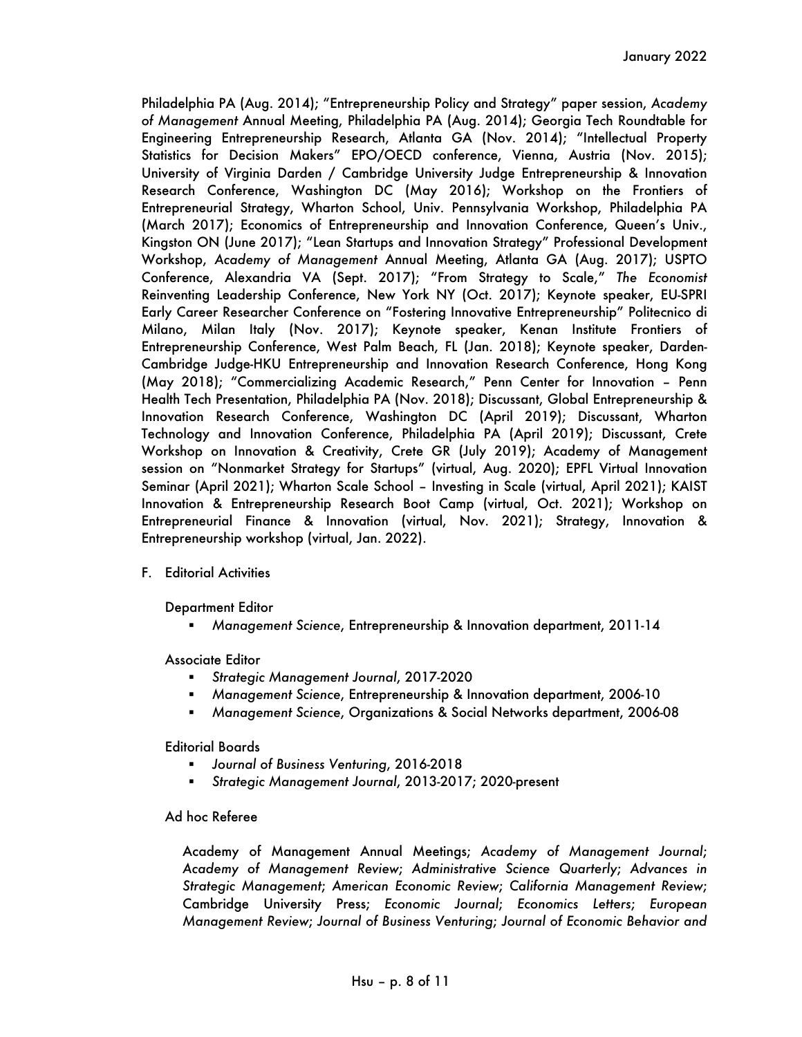Philadelphia PA (Aug. 2014); "Entrepreneurship Policy and Strategy" paper session, *Academy of Management* Annual Meeting, Philadelphia PA (Aug. 2014); Georgia Tech Roundtable for Engineering Entrepreneurship Research, Atlanta GA (Nov. 2014); "Intellectual Property Statistics for Decision Makers" EPO/OECD conference, Vienna, Austria (Nov. 2015); University of Virginia Darden / Cambridge University Judge Entrepreneurship & Innovation Research Conference, Washington DC (May 2016); Workshop on the Frontiers of Entrepreneurial Strategy, Wharton School, Univ. Pennsylvania Workshop, Philadelphia PA (March 2017); Economics of Entrepreneurship and Innovation Conference, Queen's Univ., Kingston ON (June 2017); "Lean Startups and Innovation Strategy" Professional Development Workshop, *Academy of Management* Annual Meeting, Atlanta GA (Aug. 2017); USPTO Conference, Alexandria VA (Sept. 2017); "From Strategy to Scale," *The Economist* Reinventing Leadership Conference, New York NY (Oct. 2017); Keynote speaker, EU-SPRI Early Career Researcher Conference on "Fostering Innovative Entrepreneurship" Politecnico di Milano, Milan Italy (Nov. 2017); Keynote speaker, Kenan Institute Frontiers of Entrepreneurship Conference, West Palm Beach, FL (Jan. 2018); Keynote speaker, Darden-Cambridge Judge-HKU Entrepreneurship and Innovation Research Conference, Hong Kong (May 2018); "Commercializing Academic Research," Penn Center for Innovation – Penn Health Tech Presentation, Philadelphia PA (Nov. 2018); Discussant, Global Entrepreneurship & Innovation Research Conference, Washington DC (April 2019); Discussant, Wharton Technology and Innovation Conference, Philadelphia PA (April 2019); Discussant, Crete Workshop on Innovation & Creativity, Crete GR (July 2019); Academy of Management session on "Nonmarket Strategy for Startups" (virtual, Aug. 2020); EPFL Virtual Innovation Seminar (April 2021); Wharton Scale School – Investing in Scale (virtual, April 2021); KAIST Innovation & Entrepreneurship Research Boot Camp (virtual, Oct. 2021); Workshop on Entrepreneurial Finance & Innovation (virtual, Nov. 2021); Strategy, Innovation & Entrepreneurship workshop (virtual, Jan. 2022).

F. Editorial Activities

Department Editor

- *Management Science*, Entrepreneurship & Innovation department, 2011-14

Associate Editor

- *Strategic Management Journal*, 2017-2020
- *Management Science*, Entrepreneurship & Innovation department, 2006-10
- *Management Science*, Organizations & Social Networks department, 2006-08

Editorial Boards

- *Journal of Business Venturing*, 2016-2018
- *Strategic Management Journal*, 2013-2017; 2020-present

Ad hoc Referee

Academy of Management Annual Meetings; *Academy of Management Journal*; *Academy of Management Review*; *Administrative Science Quarterly*; *Advances in Strategic Management*; *American Economic Review*; *California Management Review*; Cambridge University Press; *Economic Journal*; *Economics Letters*; *European Management Review*; *Journal of Business Venturing*; *Journal of Economic Behavior and*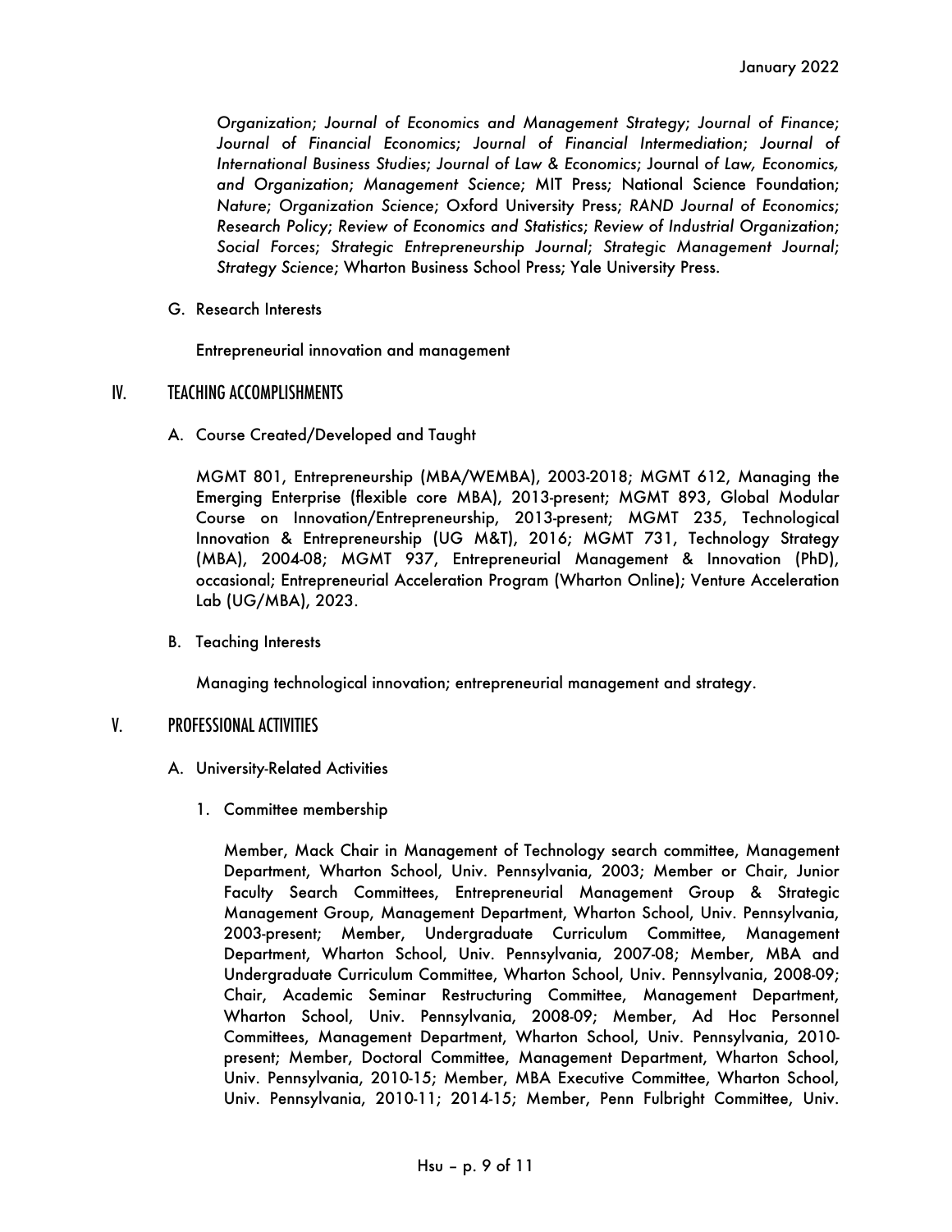*Organization*; *Journal of Economics and Management Strategy*; *Journal of Finance*; *Journal of Financial Economics*; *Journal of Financial Intermediation*; *Journal of International Business Studies*; *Journal of Law & Economics*; Journal of *Law, Economics, and Organization*; *Management Science*; MIT Press; National Science Foundation; *Nature*; *Organization Science*; Oxford University Press; *RAND Journal of Economics*; *Research Policy*; *Review of Economics and Statistics*; *Review of Industrial Organization*; *Social Forces*; *Strategic Entrepreneurship Journal*; *Strategic Management Journal*; *Strategy Science*; Wharton Business School Press; Yale University Press.

G. Research Interests

Entrepreneurial innovation and management

## IV. TEACHING ACCOMPLISHMENTS

A. Course Created/Developed and Taught

MGMT 801, Entrepreneurship (MBA/WEMBA), 2003-2018; MGMT 612, Managing the Emerging Enterprise (flexible core MBA), 2013-present; MGMT 893, Global Modular Course on Innovation/Entrepreneurship, 2013-present; MGMT 235, Technological Innovation & Entrepreneurship (UG M&T), 2016; MGMT 731, Technology Strategy (MBA), 2004-08; MGMT 937, Entrepreneurial Management & Innovation (PhD), occasional; Entrepreneurial Acceleration Program (Wharton Online); Venture Acceleration Lab (UG/MBA), 2023.

B. Teaching Interests

Managing technological innovation; entrepreneurial management and strategy.

## V. PROFESSIONAL ACTIVITIES

A. University-Related Activities

1. Committee membership

Member, Mack Chair in Management of Technology search committee, Management Department, Wharton School, Univ. Pennsylvania, 2003; Member or Chair, Junior Faculty Search Committees, Entrepreneurial Management Group & Strategic Management Group, Management Department, Wharton School, Univ. Pennsylvania, 2003-present; Member, Undergraduate Curriculum Committee, Management Department, Wharton School, Univ. Pennsylvania, 2007-08; Member, MBA and Undergraduate Curriculum Committee, Wharton School, Univ. Pennsylvania, 2008-09; Chair, Academic Seminar Restructuring Committee, Management Department, Wharton School, Univ. Pennsylvania, 2008-09; Member, Ad Hoc Personnel Committees, Management Department, Wharton School, Univ. Pennsylvania, 2010-present; Member, Doctoral Committee, Management Department, Wharton School, Univ. Pennsylvania, 2010-15; Member, MBA Executive Committee, Wharton School, Univ. Pennsylvania, 2010-11; 2014-15; Member, Penn Fulbright Committee, Univ.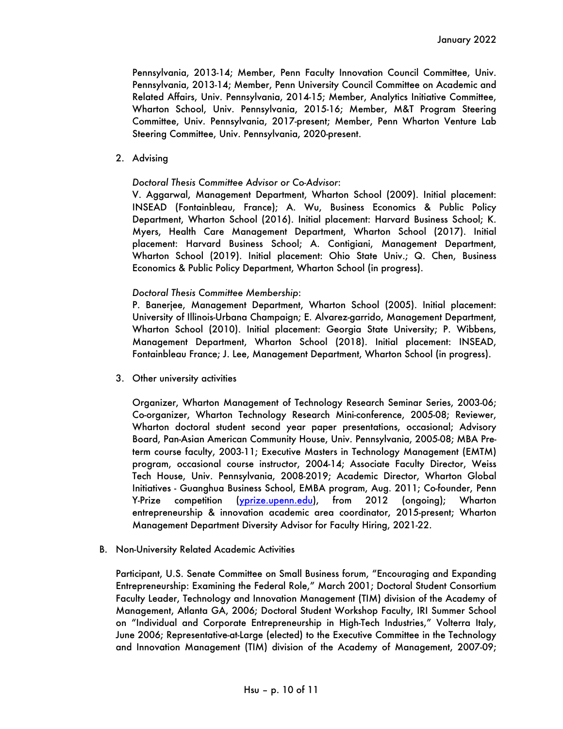Pennsylvania, 2013-14; Member, Penn Faculty Innovation Council Committee, Univ. Pennsylvania, 2013-14; Member, Penn University Council Committee on Academic and Related Affairs, Univ. Pennsylvania, 2014-15; Member, Analytics Initiative Committee, Wharton School, Univ. Pennsylvania, 2015-16; Member, M&T Program Steering Committee, Univ. Pennsylvania, 2017-present; Member, Penn Wharton Venture Lab Steering Committee, Univ. Pennsylvania, 2020-present.

2. Advising

*Doctoral Thesis Committee Advisor or Co-Advisor*:
V. Aggarwal, Management Department, Wharton School (2009). Initial placement: INSEAD (Fontainbleau, France); A. Wu, Business Economics & Public Policy Department, Wharton School (2016). Initial placement: Harvard Business School; K. Myers, Health Care Management Department, Wharton School (2017). Initial placement: Harvard Business School; A. Contigiani, Management Department, Wharton School (2019). Initial placement: Ohio State Univ.; Q. Chen, Business Economics & Public Policy Department, Wharton School (in progress).

*Doctoral Thesis Committee Membership*:
P. Banerjee, Management Department, Wharton School (2005). Initial placement: University of Illinois-Urbana Champaign; E. Alvarez-garrido, Management Department, Wharton School (2010). Initial placement: Georgia State University; P. Wibbens, Management Department, Wharton School (2018). Initial placement: INSEAD, Fontainbleau France; J. Lee, Management Department, Wharton School (in progress).

3. Other university activities

Organizer, Wharton Management of Technology Research Seminar Series, 2003-06; Co-organizer, Wharton Technology Research Mini-conference, 2005-08; Reviewer, Wharton doctoral student second year paper presentations, occasional; Advisory Board, Pan-Asian American Community House, Univ. Pennsylvania, 2005-08; MBA Pre-term course faculty, 2003-11; Executive Masters in Technology Management (EMTM) program, occasional course instructor, 2004-14; Associate Faculty Director, Weiss Tech House, Univ. Pennsylvania, 2008-2019; Academic Director, Wharton Global Initiatives - Guanghua Business School, EMBA program, Aug. 2011; Co-founder, Penn Y-Prize competition ([yprize.upenn.edu](yprize.upenn.edu)), from 2012 (ongoing); Wharton entrepreneurship & innovation academic area coordinator, 2015-present; Wharton Management Department Diversity Advisor for Faculty Hiring, 2021-22.

B. Non-University Related Academic Activities

Participant, U.S. Senate Committee on Small Business forum, "Encouraging and Expanding Entrepreneurship: Examining the Federal Role," March 2001; Doctoral Student Consortium Faculty Leader, Technology and Innovation Management (TIM) division of the Academy of Management, Atlanta GA, 2006; Doctoral Student Workshop Faculty, IRI Summer School on "Individual and Corporate Entrepreneurship in High-Tech Industries," Volterra Italy, June 2006; Representative-at-Large (elected) to the Executive Committee in the Technology and Innovation Management (TIM) division of the Academy of Management, 2007-09;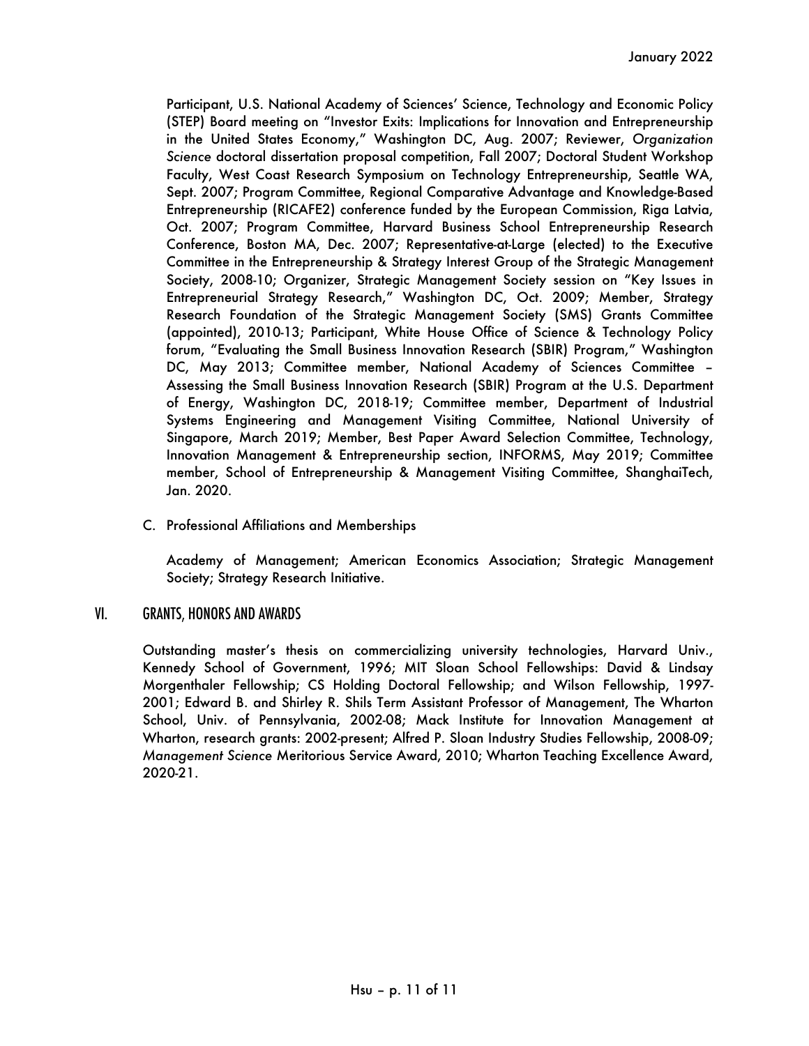Participant, U.S. National Academy of Sciences' Science, Technology and Economic Policy (STEP) Board meeting on "Investor Exits: Implications for Innovation and Entrepreneurship in the United States Economy," Washington DC, Aug. 2007; Reviewer, *Organization Science* doctoral dissertation proposal competition, Fall 2007; Doctoral Student Workshop Faculty, West Coast Research Symposium on Technology Entrepreneurship, Seattle WA, Sept. 2007; Program Committee, Regional Comparative Advantage and Knowledge-Based Entrepreneurship (RICAFE2) conference funded by the European Commission, Riga Latvia, Oct. 2007; Program Committee, Harvard Business School Entrepreneurship Research Conference, Boston MA, Dec. 2007; Representative-at-Large (elected) to the Executive Committee in the Entrepreneurship & Strategy Interest Group of the Strategic Management Society, 2008-10; Organizer, Strategic Management Society session on "Key Issues in Entrepreneurial Strategy Research," Washington DC, Oct. 2009; Member, Strategy Research Foundation of the Strategic Management Society (SMS) Grants Committee (appointed), 2010-13; Participant, White House Office of Science & Technology Policy forum, "Evaluating the Small Business Innovation Research (SBIR) Program," Washington DC, May 2013; Committee member, National Academy of Sciences Committee – Assessing the Small Business Innovation Research (SBIR) Program at the U.S. Department of Energy, Washington DC, 2018-19; Committee member, Department of Industrial Systems Engineering and Management Visiting Committee, National University of Singapore, March 2019; Member, Best Paper Award Selection Committee, Technology, Innovation Management & Entrepreneurship section, INFORMS, May 2019; Committee member, School of Entrepreneurship & Management Visiting Committee, ShanghaiTech, Jan. 2020.

C. Professional Affiliations and Memberships

Academy of Management; American Economics Association; Strategic Management Society; Strategy Research Initiative.

## VI. GRANTS, HONORS AND AWARDS

Outstanding master's thesis on commercializing university technologies, Harvard Univ., Kennedy School of Government, 1996; MIT Sloan School Fellowships: David & Lindsay Morgenthaler Fellowship; CS Holding Doctoral Fellowship; and Wilson Fellowship, 1997-2001; Edward B. and Shirley R. Shils Term Assistant Professor of Management, The Wharton School, Univ. of Pennsylvania, 2002-08; Mack Institute for Innovation Management at Wharton, research grants: 2002-present; Alfred P. Sloan Industry Studies Fellowship, 2008-09; *Management Science* Meritorious Service Award, 2010; Wharton Teaching Excellence Award, 2020-21.